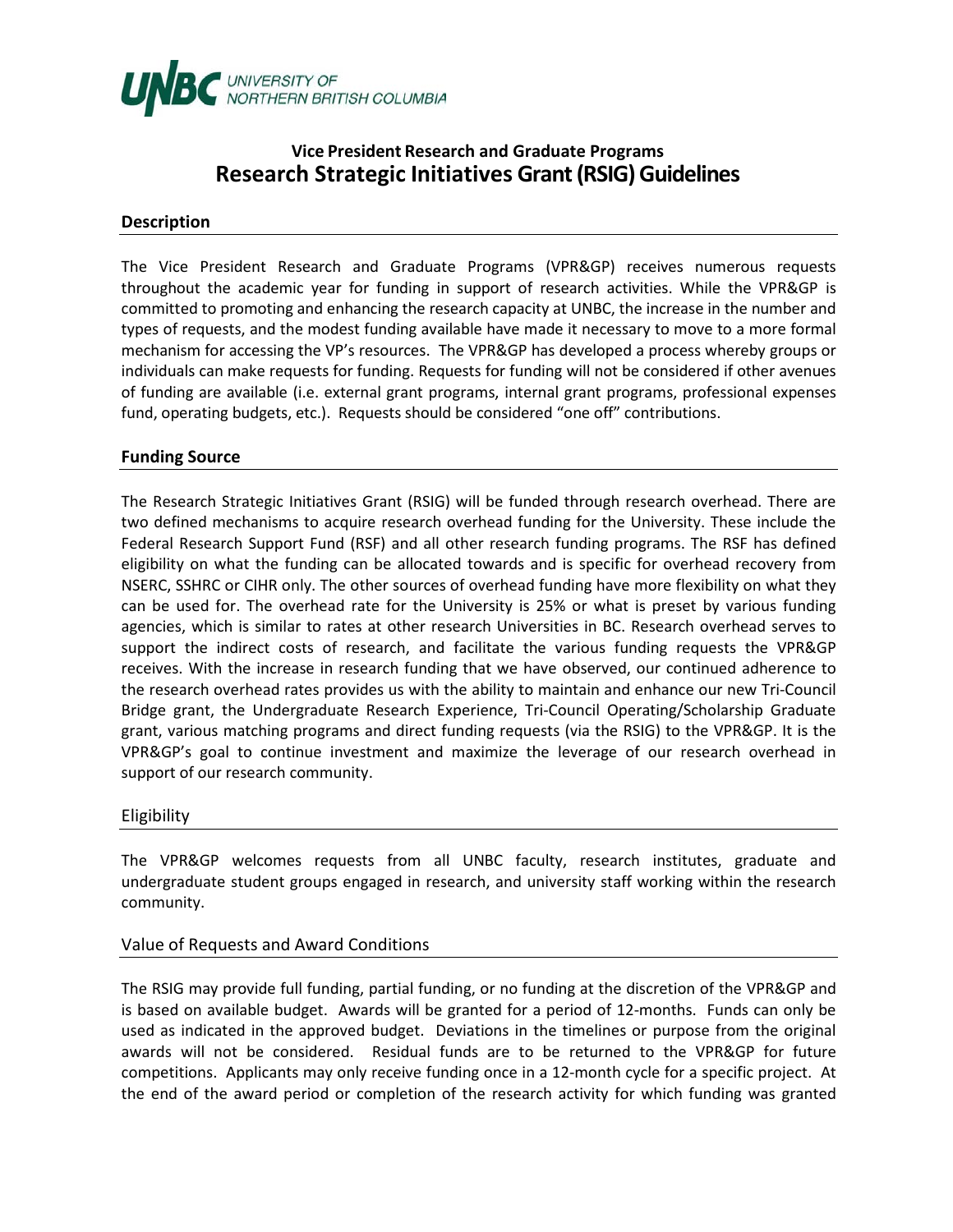UNBC UNIVERSITY OF NORTHERN BRITISH COLUMBIA

## Vice President Research and Graduate Programs
# Research Strategic Initiatives Grant (RSIG) Guidelines

### Description

The Vice President Research and Graduate Programs (VPR&GP) receives numerous requests throughout the academic year for funding in support of research activities. While the VPR&GP is committed to promoting and enhancing the research capacity at UNBC, the increase in the number and types of requests, and the modest funding available have made it necessary to move to a more formal mechanism for accessing the VP's resources. The VPR&GP has developed a process whereby groups or individuals can make requests for funding. Requests for funding will not be considered if other avenues of funding are available (i.e. external grant programs, internal grant programs, professional expenses fund, operating budgets, etc.). Requests should be considered "one off" contributions.

### Funding Source

The Research Strategic Initiatives Grant (RSIG) will be funded through research overhead. There are two defined mechanisms to acquire research overhead funding for the University. These include the Federal Research Support Fund (RSF) and all other research funding programs. The RSF has defined eligibility on what the funding can be allocated towards and is specific for overhead recovery from NSERC, SSHRC or CIHR only. The other sources of overhead funding have more flexibility on what they can be used for. The overhead rate for the University is 25% or what is preset by various funding agencies, which is similar to rates at other research Universities in BC. Research overhead serves to support the indirect costs of research, and facilitate the various funding requests the VPR&GP receives. With the increase in research funding that we have observed, our continued adherence to the research overhead rates provides us with the ability to maintain and enhance our new Tri-Council Bridge grant, the Undergraduate Research Experience, Tri-Council Operating/Scholarship Graduate grant, various matching programs and direct funding requests (via the RSIG) to the VPR&GP. It is the VPR&GP's goal to continue investment and maximize the leverage of our research overhead in support of our research community.

### Eligibility

The VPR&GP welcomes requests from all UNBC faculty, research institutes, graduate and undergraduate student groups engaged in research, and university staff working within the research community.

### Value of Requests and Award Conditions

The RSIG may provide full funding, partial funding, or no funding at the discretion of the VPR&GP and is based on available budget. Awards will be granted for a period of 12-months. Funds can only be used as indicated in the approved budget. Deviations in the timelines or purpose from the original awards will not be considered. Residual funds are to be returned to the VPR&GP for future competitions. Applicants may only receive funding once in a 12-month cycle for a specific project. At the end of the award period or completion of the research activity for which funding was granted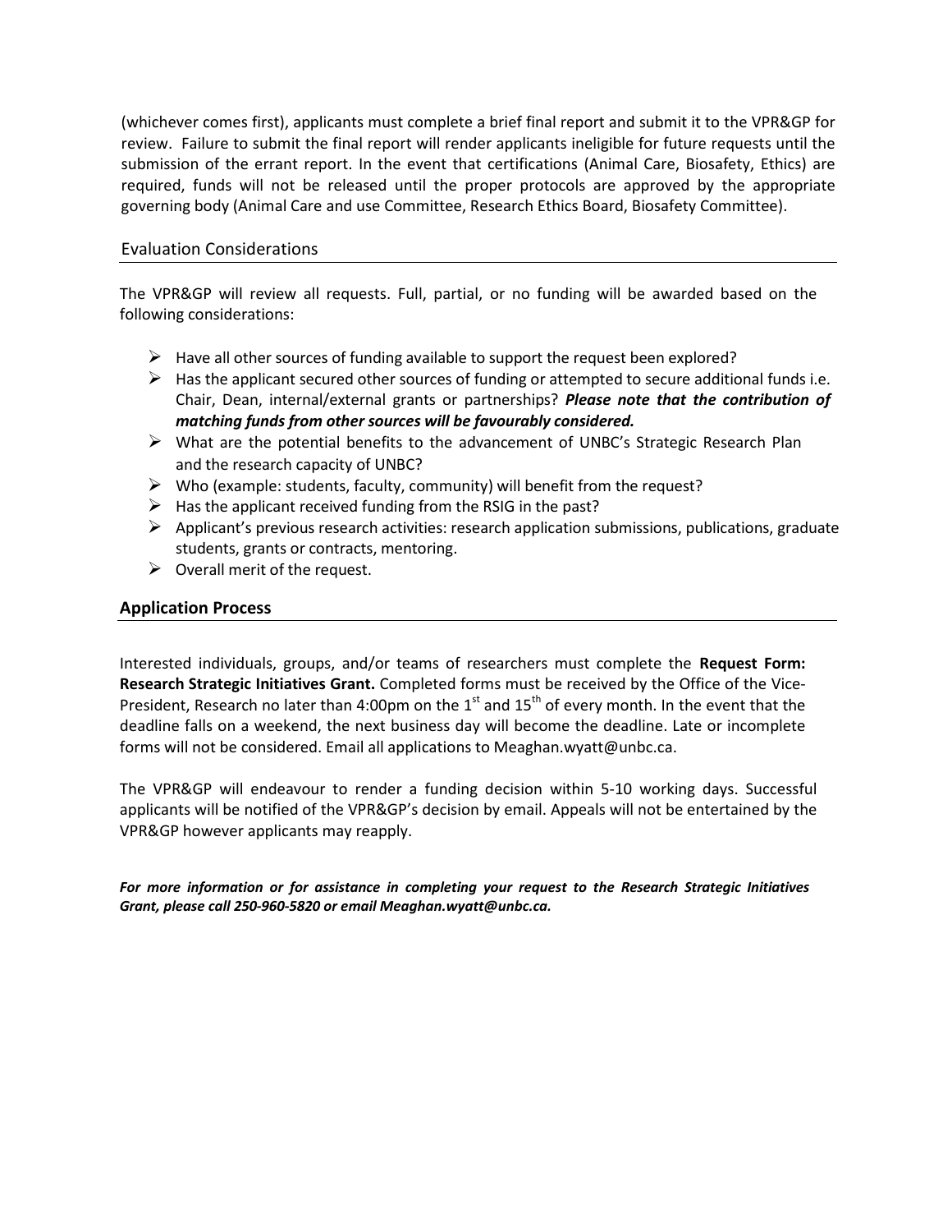(whichever comes first), applicants must complete a brief final report and submit it to the VPR&GP for review. Failure to submit the final report will render applicants ineligible for future requests until the submission of the errant report. In the event that certifications (Animal Care, Biosafety, Ethics) are required, funds will not be released until the proper protocols are approved by the appropriate governing body (Animal Care and use Committee, Research Ethics Board, Biosafety Committee).

## Evaluation Considerations

The VPR&GP will review all requests. Full, partial, or no funding will be awarded based on the following considerations:

- Have all other sources of funding available to support the request been explored?
- Has the applicant secured other sources of funding or attempted to secure additional funds i.e. Chair, Dean, internal/external grants or partnerships? ***Please note that the contribution of matching funds from other sources will be favourably considered.***
- What are the potential benefits to the advancement of UNBC's Strategic Research Plan and the research capacity of UNBC?
- Who (example: students, faculty, community) will benefit from the request?
- Has the applicant received funding from the RSIG in the past?
- Applicant's previous research activities: research application submissions, publications, graduate students, grants or contracts, mentoring.
- Overall merit of the request.

## Application Process

Interested individuals, groups, and/or teams of researchers must complete the **Request Form: Research Strategic Initiatives Grant.** Completed forms must be received by the Office of the Vice-President, Research no later than 4:00pm on the 1st and 15th of every month. In the event that the deadline falls on a weekend, the next business day will become the deadline. Late or incomplete forms will not be considered. Email all applications to Meaghan.wyatt@unbc.ca.

The VPR&GP will endeavour to render a funding decision within 5-10 working days. Successful applicants will be notified of the VPR&GP's decision by email. Appeals will not be entertained by the VPR&GP however applicants may reapply.

***For more information or for assistance in completing your request to the Research Strategic Initiatives Grant, please call 250-960-5820 or email Meaghan.wyatt@unbc.ca.***